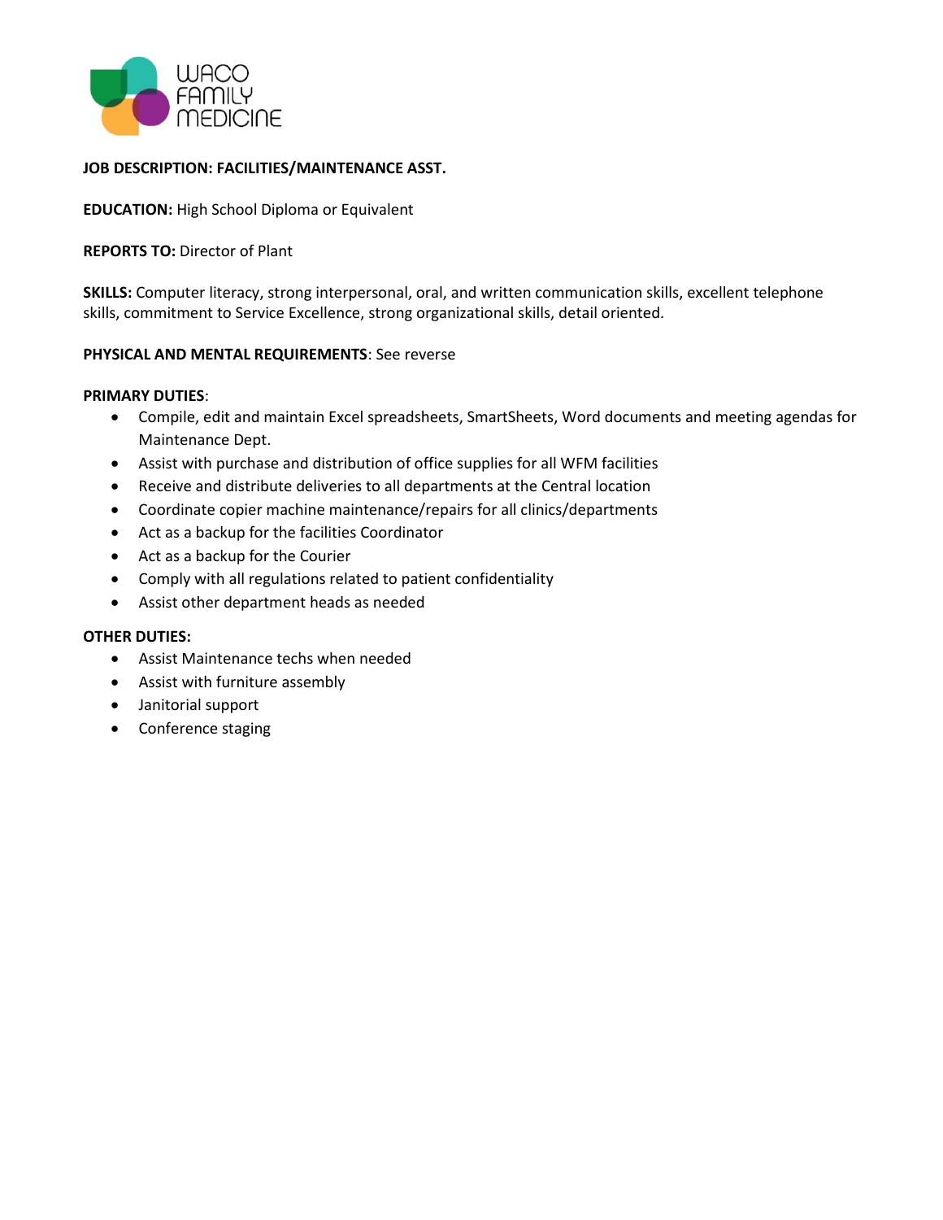WACO FAMILY MEDICINE

**JOB DESCRIPTION: FACILITIES/MAINTENANCE ASST.**

**EDUCATION:** High School Diploma or Equivalent

**REPORTS TO:** Director of Plant

**SKILLS:** Computer literacy, strong interpersonal, oral, and written communication skills, excellent telephone skills, commitment to Service Excellence, strong organizational skills, detail oriented.

**PHYSICAL AND MENTAL REQUIREMENTS**: See reverse

**PRIMARY DUTIES**:

- Compile, edit and maintain Excel spreadsheets, SmartSheets, Word documents and meeting agendas for Maintenance Dept.
- Assist with purchase and distribution of office supplies for all WFM facilities
- Receive and distribute deliveries to all departments at the Central location
- Coordinate copier machine maintenance/repairs for all clinics/departments
- Act as a backup for the facilities Coordinator
- Act as a backup for the Courier
- Comply with all regulations related to patient confidentiality
- Assist other department heads as needed

**OTHER DUTIES:**

- Assist Maintenance techs when needed
- Assist with furniture assembly
- Janitorial support
- Conference staging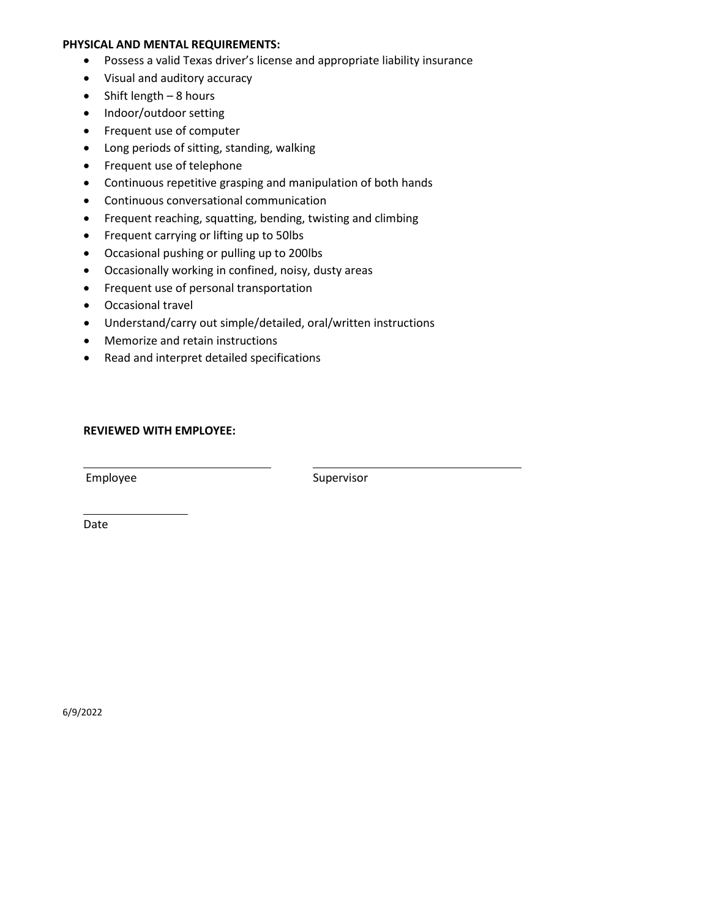**PHYSICAL AND MENTAL REQUIREMENTS:**

- Possess a valid Texas driver's license and appropriate liability insurance
- Visual and auditory accuracy
- Shift length – 8 hours
- Indoor/outdoor setting
- Frequent use of computer
- Long periods of sitting, standing, walking
- Frequent use of telephone
- Continuous repetitive grasping and manipulation of both hands
- Continuous conversational communication
- Frequent reaching, squatting, bending, twisting and climbing
- Frequent carrying or lifting up to 50lbs
- Occasional pushing or pulling up to 200lbs
- Occasionally working in confined, noisy, dusty areas
- Frequent use of personal transportation
- Occasional travel
- Understand/carry out simple/detailed, oral/written instructions
- Memorize and retain instructions
- Read and interpret detailed specifications

**REVIEWED WITH EMPLOYEE:**

\_\_\_\_\_\_\_\_\_\_\_\_\_\_\_\_\_\_\_\_\_\_\_\_\_\_\_\_\_\_
Employee

\_\_\_\_\_\_\_\_\_\_\_\_\_\_\_\_\_\_\_\_\_\_\_\_\_\_\_\_\_\_
Supervisor

\_\_\_\_\_\_\_\_\_\_\_\_\_\_\_\_\_\_
Date

6/9/2022